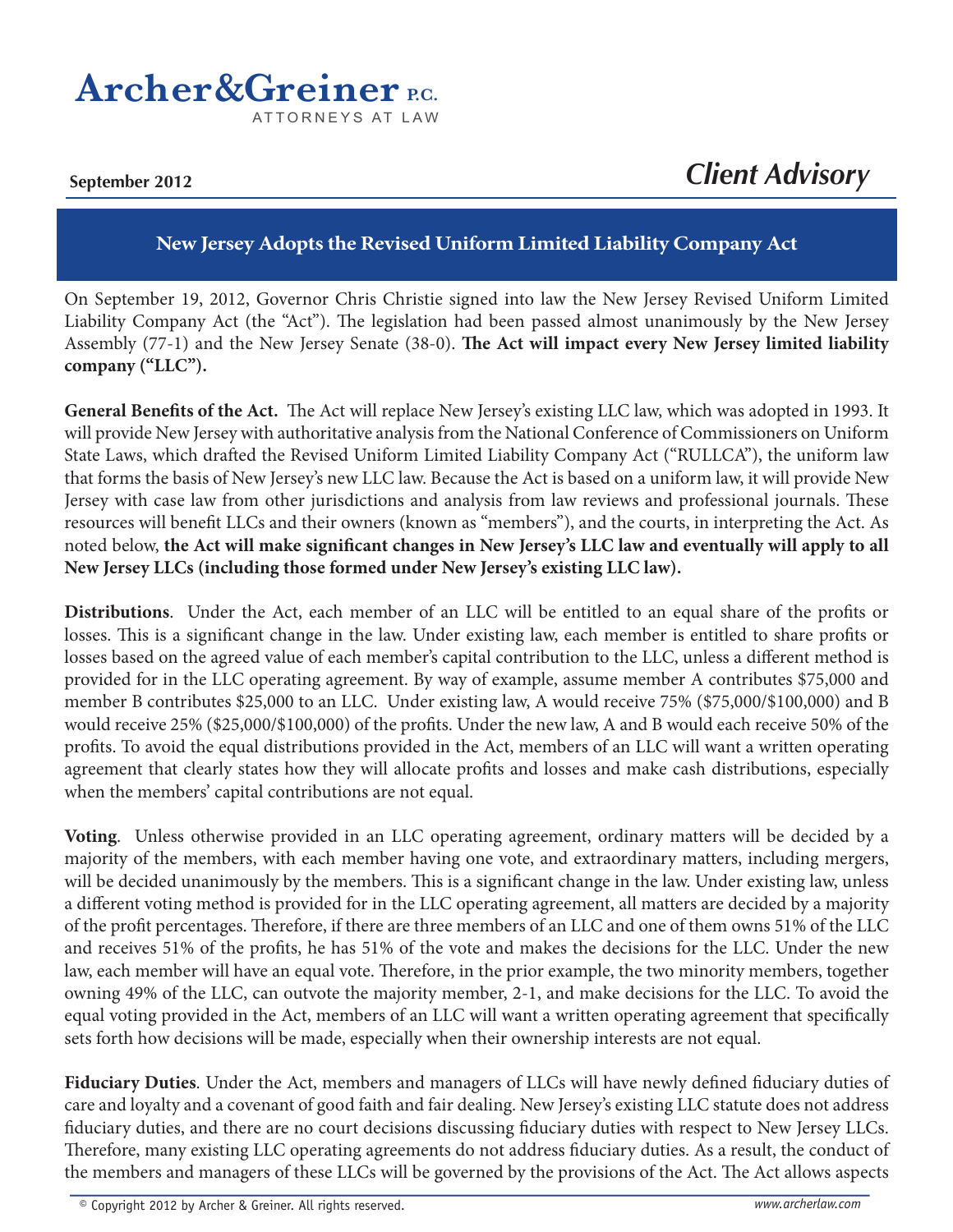# Archer&Greiner P.C.

ATTORNEYS AT LAW

**September 2012**

*Client Advisory*

## New Jersey Adopts the Revised Uniform Limited Liability Company Act

On September 19, 2012, Governor Chris Christie signed into law the New Jersey Revised Uniform Limited Liability Company Act (the "Act"). The legislation had been passed almost unanimously by the New Jersey Assembly (77-1) and the New Jersey Senate (38-0). **The Act will impact every New Jersey limited liability company ("LLC").**

**General Benefits of the Act.** The Act will replace New Jersey's existing LLC law, which was adopted in 1993. It will provide New Jersey with authoritative analysis from the National Conference of Commissioners on Uniform State Laws, which drafted the Revised Uniform Limited Liability Company Act ("RULLCA"), the uniform law that forms the basis of New Jersey's new LLC law. Because the Act is based on a uniform law, it will provide New Jersey with case law from other jurisdictions and analysis from law reviews and professional journals. These resources will benefit LLCs and their owners (known as "members"), and the courts, in interpreting the Act. As noted below, **the Act will make significant changes in New Jersey's LLC law and eventually will apply to all New Jersey LLCs (including those formed under New Jersey's existing LLC law).**

**Distributions**. Under the Act, each member of an LLC will be entitled to an equal share of the profits or losses. This is a significant change in the law. Under existing law, each member is entitled to share profits or losses based on the agreed value of each member's capital contribution to the LLC, unless a different method is provided for in the LLC operating agreement. By way of example, assume member A contributes $75,000 and member B contributes $25,000 to an LLC. Under existing law, A would receive 75% ($75,000/$100,000) and B would receive 25% ($25,000/$100,000) of the profits. Under the new law, A and B would each receive 50% of the profits. To avoid the equal distributions provided in the Act, members of an LLC will want a written operating agreement that clearly states how they will allocate profits and losses and make cash distributions, especially when the members' capital contributions are not equal.

**Voting**. Unless otherwise provided in an LLC operating agreement, ordinary matters will be decided by a majority of the members, with each member having one vote, and extraordinary matters, including mergers, will be decided unanimously by the members. This is a significant change in the law. Under existing law, unless a different voting method is provided for in the LLC operating agreement, all matters are decided by a majority of the profit percentages. Therefore, if there are three members of an LLC and one of them owns 51% of the LLC and receives 51% of the profits, he has 51% of the vote and makes the decisions for the LLC. Under the new law, each member will have an equal vote. Therefore, in the prior example, the two minority members, together owning 49% of the LLC, can outvote the majority member, 2-1, and make decisions for the LLC. To avoid the equal voting provided in the Act, members of an LLC will want a written operating agreement that specifically sets forth how decisions will be made, especially when their ownership interests are not equal.

**Fiduciary Duties**. Under the Act, members and managers of LLCs will have newly defined fiduciary duties of care and loyalty and a covenant of good faith and fair dealing. New Jersey's existing LLC statute does not address fiduciary duties, and there are no court decisions discussing fiduciary duties with respect to New Jersey LLCs. Therefore, many existing LLC operating agreements do not address fiduciary duties. As a result, the conduct of the members and managers of these LLCs will be governed by the provisions of the Act. The Act allows aspects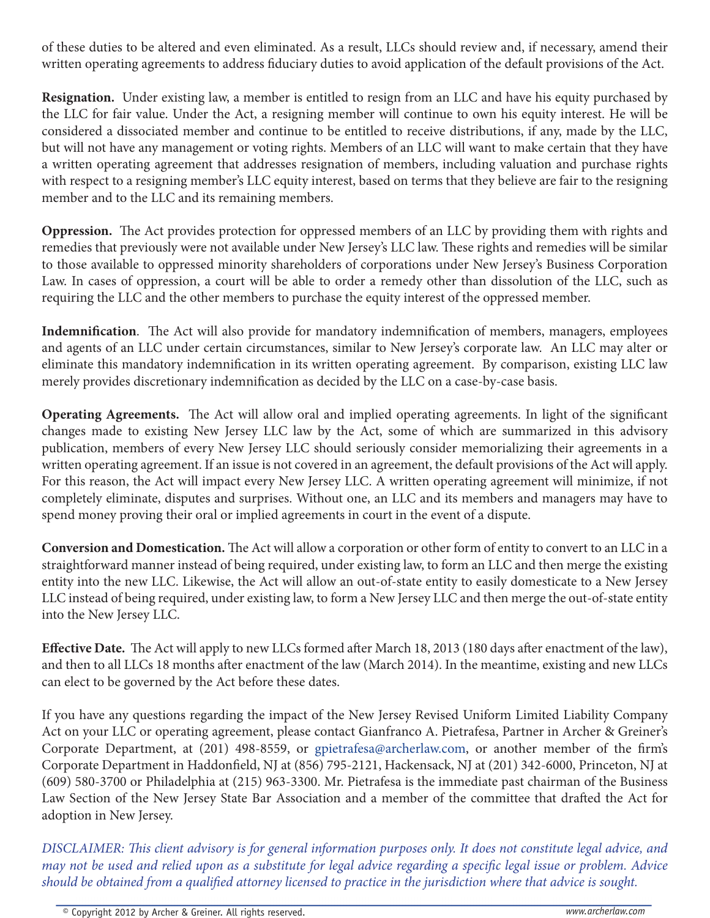of these duties to be altered and even eliminated. As a result, LLCs should review and, if necessary, amend their written operating agreements to address fiduciary duties to avoid application of the default provisions of the Act.

**Resignation.** Under existing law, a member is entitled to resign from an LLC and have his equity purchased by the LLC for fair value. Under the Act, a resigning member will continue to own his equity interest. He will be considered a dissociated member and continue to be entitled to receive distributions, if any, made by the LLC, but will not have any management or voting rights. Members of an LLC will want to make certain that they have a written operating agreement that addresses resignation of members, including valuation and purchase rights with respect to a resigning member's LLC equity interest, based on terms that they believe are fair to the resigning member and to the LLC and its remaining members.

**Oppression.** The Act provides protection for oppressed members of an LLC by providing them with rights and remedies that previously were not available under New Jersey's LLC law. These rights and remedies will be similar to those available to oppressed minority shareholders of corporations under New Jersey's Business Corporation Law. In cases of oppression, a court will be able to order a remedy other than dissolution of the LLC, such as requiring the LLC and the other members to purchase the equity interest of the oppressed member.

**Indemnification**. The Act will also provide for mandatory indemnification of members, managers, employees and agents of an LLC under certain circumstances, similar to New Jersey's corporate law. An LLC may alter or eliminate this mandatory indemnification in its written operating agreement. By comparison, existing LLC law merely provides discretionary indemnification as decided by the LLC on a case-by-case basis.

**Operating Agreements.** The Act will allow oral and implied operating agreements. In light of the significant changes made to existing New Jersey LLC law by the Act, some of which are summarized in this advisory publication, members of every New Jersey LLC should seriously consider memorializing their agreements in a written operating agreement. If an issue is not covered in an agreement, the default provisions of the Act will apply. For this reason, the Act will impact every New Jersey LLC. A written operating agreement will minimize, if not completely eliminate, disputes and surprises. Without one, an LLC and its members and managers may have to spend money proving their oral or implied agreements in court in the event of a dispute.

**Conversion and Domestication.** The Act will allow a corporation or other form of entity to convert to an LLC in a straightforward manner instead of being required, under existing law, to form an LLC and then merge the existing entity into the new LLC. Likewise, the Act will allow an out-of-state entity to easily domesticate to a New Jersey LLC instead of being required, under existing law, to form a New Jersey LLC and then merge the out-of-state entity into the New Jersey LLC.

**Effective Date.** The Act will apply to new LLCs formed after March 18, 2013 (180 days after enactment of the law), and then to all LLCs 18 months after enactment of the law (March 2014). In the meantime, existing and new LLCs can elect to be governed by the Act before these dates.

If you have any questions regarding the impact of the New Jersey Revised Uniform Limited Liability Company Act on your LLC or operating agreement, please contact Gianfranco A. Pietrafesa, Partner in Archer & Greiner's Corporate Department, at (201) 498-8559, or gpietrafesa@archerlaw.com, or another member of the firm's Corporate Department in Haddonfield, NJ at (856) 795-2121, Hackensack, NJ at (201) 342-6000, Princeton, NJ at (609) 580-3700 or Philadelphia at (215) 963-3300. Mr. Pietrafesa is the immediate past chairman of the Business Law Section of the New Jersey State Bar Association and a member of the committee that drafted the Act for adoption in New Jersey.

*DISCLAIMER: This client advisory is for general information purposes only. It does not constitute legal advice, and may not be used and relied upon as a substitute for legal advice regarding a specific legal issue or problem. Advice should be obtained from a qualified attorney licensed to practice in the jurisdiction where that advice is sought.*

© Copyright 2012 by Archer & Greiner. All rights reserved. www.archerlaw.com